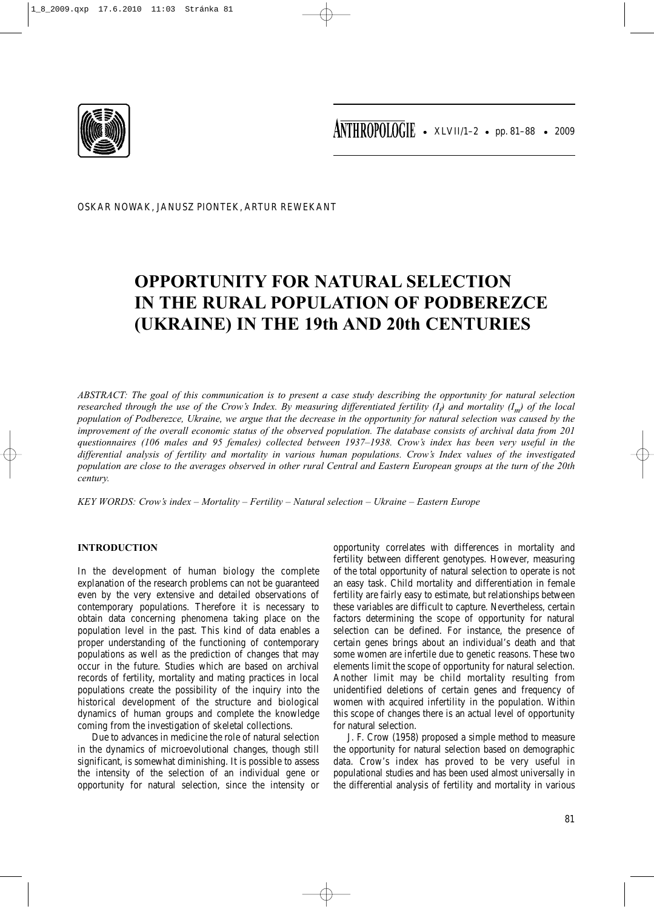OSKAR NOWAK, JANUSZ PIONTEK, ARTUR REWEKANT

# OPPORTUNITY FOR NATURAL SELECTION IN THE RURAL POPULATION OF PODBEREZCE (UKRAINE) IN THE 19th AND 20th CENTURIES

*ABSTRACT: The goal of this communication is to present a case study describing the opportunity for natural selection researched through the use of the Crow's Index. By measuring differentiated fertility ($I_f$) and mortality ($I_m$) of the local population of Podberezce, Ukraine, we argue that the decrease in the opportunity for natural selection was caused by the improvement of the overall economic status of the observed population. The database consists of archival data from 201 questionnaires (106 males and 95 females) collected between 1937–1938. Crow's index has been very useful in the differential analysis of fertility and mortality in various human populations. Crow's Index values of the investigated population are close to the averages observed in other rural Central and Eastern European groups at the turn of the 20th century.*

*KEY WORDS: Crow's index – Mortality – Fertility – Natural selection – Ukraine – Eastern Europe*

## INTRODUCTION

In the development of human biology the complete explanation of the research problems can not be guaranteed even by the very extensive and detailed observations of contemporary populations. Therefore it is necessary to obtain data concerning phenomena taking place on the population level in the past. This kind of data enables a proper understanding of the functioning of contemporary populations as well as the prediction of changes that may occur in the future. Studies which are based on archival records of fertility, mortality and mating practices in local populations create the possibility of the inquiry into the historical development of the structure and biological dynamics of human groups and complete the knowledge coming from the investigation of skeletal collections.

Due to advances in medicine the role of natural selection in the dynamics of microevolutional changes, though still significant, is somewhat diminishing. It is possible to assess the intensity of the selection of an individual gene or opportunity for natural selection, since the intensity or opportunity correlates with differences in mortality and fertility between different genotypes. However, measuring of the total opportunity of natural selection to operate is not an easy task. Child mortality and differentiation in female fertility are fairly easy to estimate, but relationships between these variables are difficult to capture. Nevertheless, certain factors determining the scope of opportunity for natural selection can be defined. For instance, the presence of certain genes brings about an individual's death and that some women are infertile due to genetic reasons. These two elements limit the scope of opportunity for natural selection. Another limit may be child mortality resulting from unidentified deletions of certain genes and frequency of women with acquired infertility in the population. Within this scope of changes there is an actual level of opportunity for natural selection.

J. F. Crow (1958) proposed a simple method to measure the opportunity for natural selection based on demographic data. Crow's index has proved to be very useful in populational studies and has been used almost universally in the differential analysis of fertility and mortality in various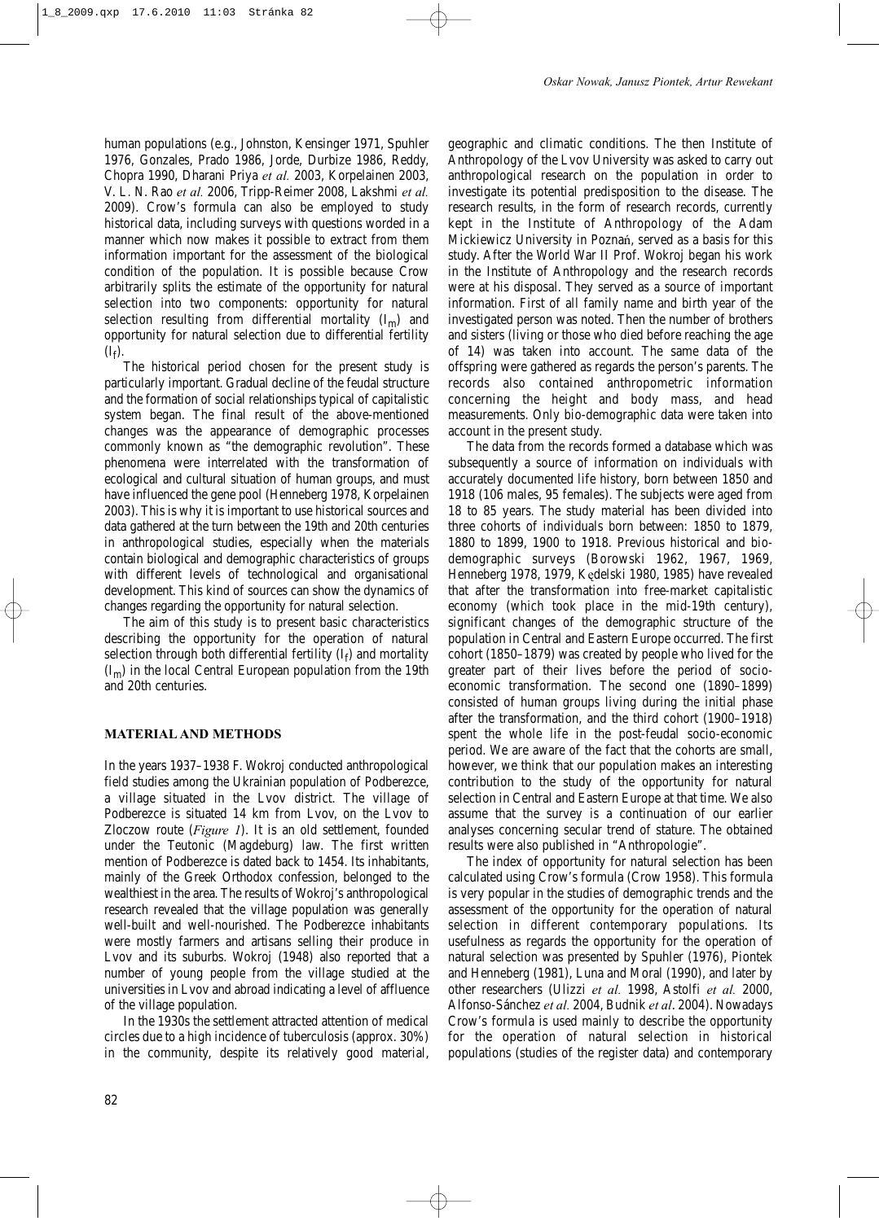human populations (e.g., Johnston, Kensinger 1971, Spuhler 1976, Gonzales, Prado 1986, Jorde, Durbize 1986, Reddy, Chopra 1990, Dharani Priya *et al.* 2003, Korpelainen 2003, V. L. N. Rao *et al.* 2006, Tripp-Reimer 2008, Lakshmi *et al.* 2009). Crow's formula can also be employed to study historical data, including surveys with questions worded in a manner which now makes it possible to extract from them information important for the assessment of the biological condition of the population. It is possible because Crow arbitrarily splits the estimate of the opportunity for natural selection into two components: opportunity for natural selection resulting from differential mortality ($I_m$) and opportunity for natural selection due to differential fertility ($I_f$).

The historical period chosen for the present study is particularly important. Gradual decline of the feudal structure and the formation of social relationships typical of capitalistic system began. The final result of the above-mentioned changes was the appearance of demographic processes commonly known as "the demographic revolution". These phenomena were interrelated with the transformation of ecological and cultural situation of human groups, and must have influenced the gene pool (Henneberg 1978, Korpelainen 2003). This is why it is important to use historical sources and data gathered at the turn between the 19th and 20th centuries in anthropological studies, especially when the materials contain biological and demographic characteristics of groups with different levels of technological and organisational development. This kind of sources can show the dynamics of changes regarding the opportunity for natural selection.

The aim of this study is to present basic characteristics describing the opportunity for the operation of natural selection through both differential fertility ($I_f$) and mortality ($I_m$) in the local Central European population from the 19th and 20th centuries.

## MATERIAL AND METHODS

In the years 1937–1938 F. Wokroj conducted anthropological field studies among the Ukrainian population of Podberezce, a village situated in the Lvov district. The village of Podberezce is situated 14 km from Lvov, on the Lvov to Zloczow route (*Figure 1*). It is an old settlement, founded under the Teutonic (Magdeburg) law. The first written mention of Podberezce is dated back to 1454. Its inhabitants, mainly of the Greek Orthodox confession, belonged to the wealthiest in the area. The results of Wokroj's anthropological research revealed that the village population was generally well-built and well-nourished. The Podberezce inhabitants were mostly farmers and artisans selling their produce in Lvov and its suburbs. Wokroj (1948) also reported that a number of young people from the village studied at the universities in Lvov and abroad indicating a level of affluence of the village population.

In the 1930s the settlement attracted attention of medical circles due to a high incidence of tuberculosis (approx. 30%) in the community, despite its relatively good material, geographic and climatic conditions. The then Institute of Anthropology of the Lvov University was asked to carry out anthropological research on the population in order to investigate its potential predisposition to the disease. The research results, in the form of research records, currently kept in the Institute of Anthropology of the Adam Mickiewicz University in Poznań, served as a basis for this study. After the World War II Prof. Wokroj began his work in the Institute of Anthropology and the research records were at his disposal. They served as a source of important information. First of all family name and birth year of the investigated person was noted. Then the number of brothers and sisters (living or those who died before reaching the age of 14) was taken into account. The same data of the offspring were gathered as regards the person's parents. The records also contained anthropometric information concerning the height and body mass, and head measurements. Only bio-demographic data were taken into account in the present study.

The data from the records formed a database which was subsequently a source of information on individuals with accurately documented life history, born between 1850 and 1918 (106 males, 95 females). The subjects were aged from 18 to 85 years. The study material has been divided into three cohorts of individuals born between: 1850 to 1879, 1880 to 1899, 1900 to 1918. Previous historical and bio-demographic surveys (Borowski 1962, 1967, 1969, Henneberg 1978, 1979, Kędelski 1980, 1985) have revealed that after the transformation into free-market capitalistic economy (which took place in the mid-19th century), significant changes of the demographic structure of the population in Central and Eastern Europe occurred. The first cohort (1850–1879) was created by people who lived for the greater part of their lives before the period of socio-economic transformation. The second one (1890–1899) consisted of human groups living during the initial phase after the transformation, and the third cohort (1900–1918) spent the whole life in the post-feudal socio-economic period. We are aware of the fact that the cohorts are small, however, we think that our population makes an interesting contribution to the study of the opportunity for natural selection in Central and Eastern Europe at that time. We also assume that the survey is a continuation of our earlier analyses concerning secular trend of stature. The obtained results were also published in "Anthropologie".

The index of opportunity for natural selection has been calculated using Crow's formula (Crow 1958). This formula is very popular in the studies of demographic trends and the assessment of the opportunity for the operation of natural selection in different contemporary populations. Its usefulness as regards the opportunity for the operation of natural selection was presented by Spuhler (1976), Piontek and Henneberg (1981), Luna and Moral (1990), and later by other researchers (Ulizzi *et al.* 1998, Astolfi *et al.* 2000, Alfonso-Sánchez *et al.* 2004, Budnik *et al*. 2004). Nowadays Crow's formula is used mainly to describe the opportunity for the operation of natural selection in historical populations (studies of the register data) and contemporary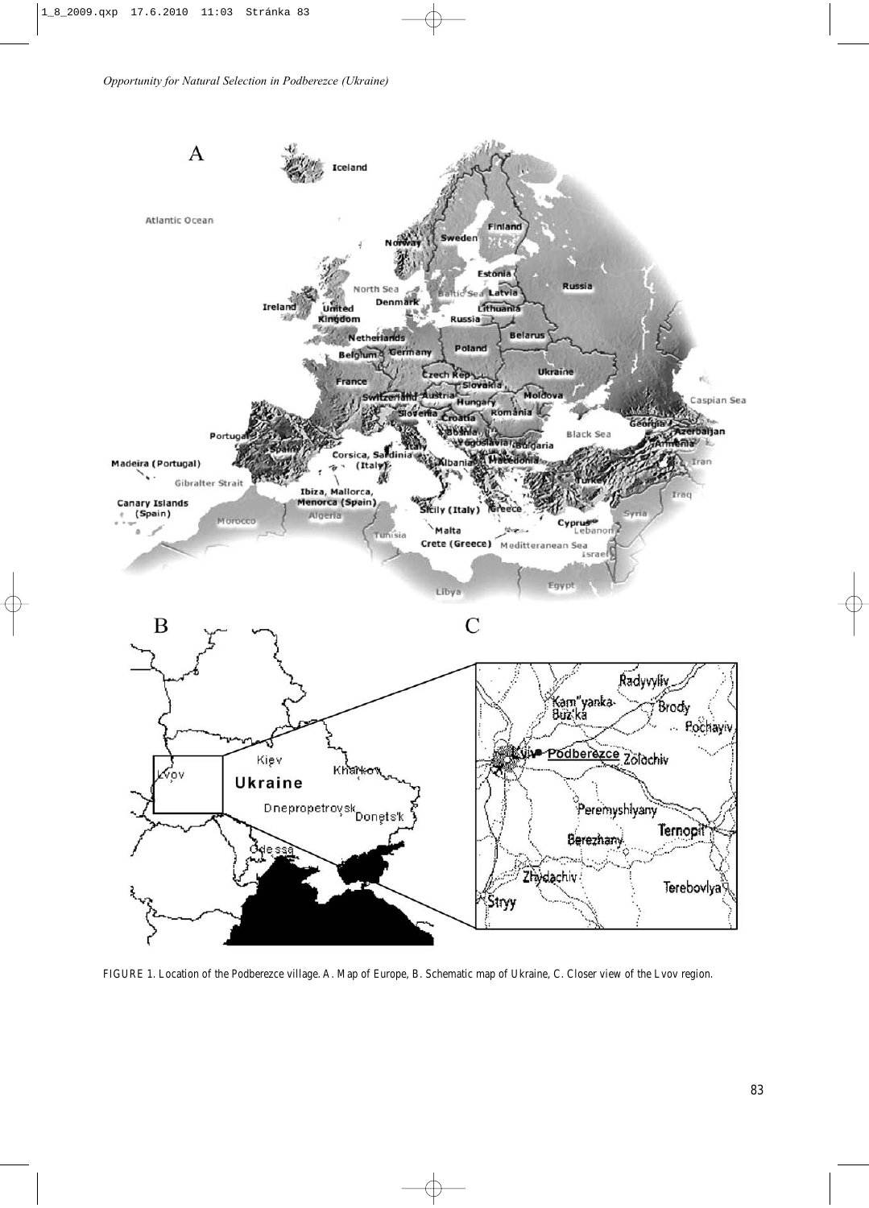FIGURE 1. Location of the Podberezce village. A. Map of Europe, B. Schematic map of Ukraine, C. Closer view of the Lvov region.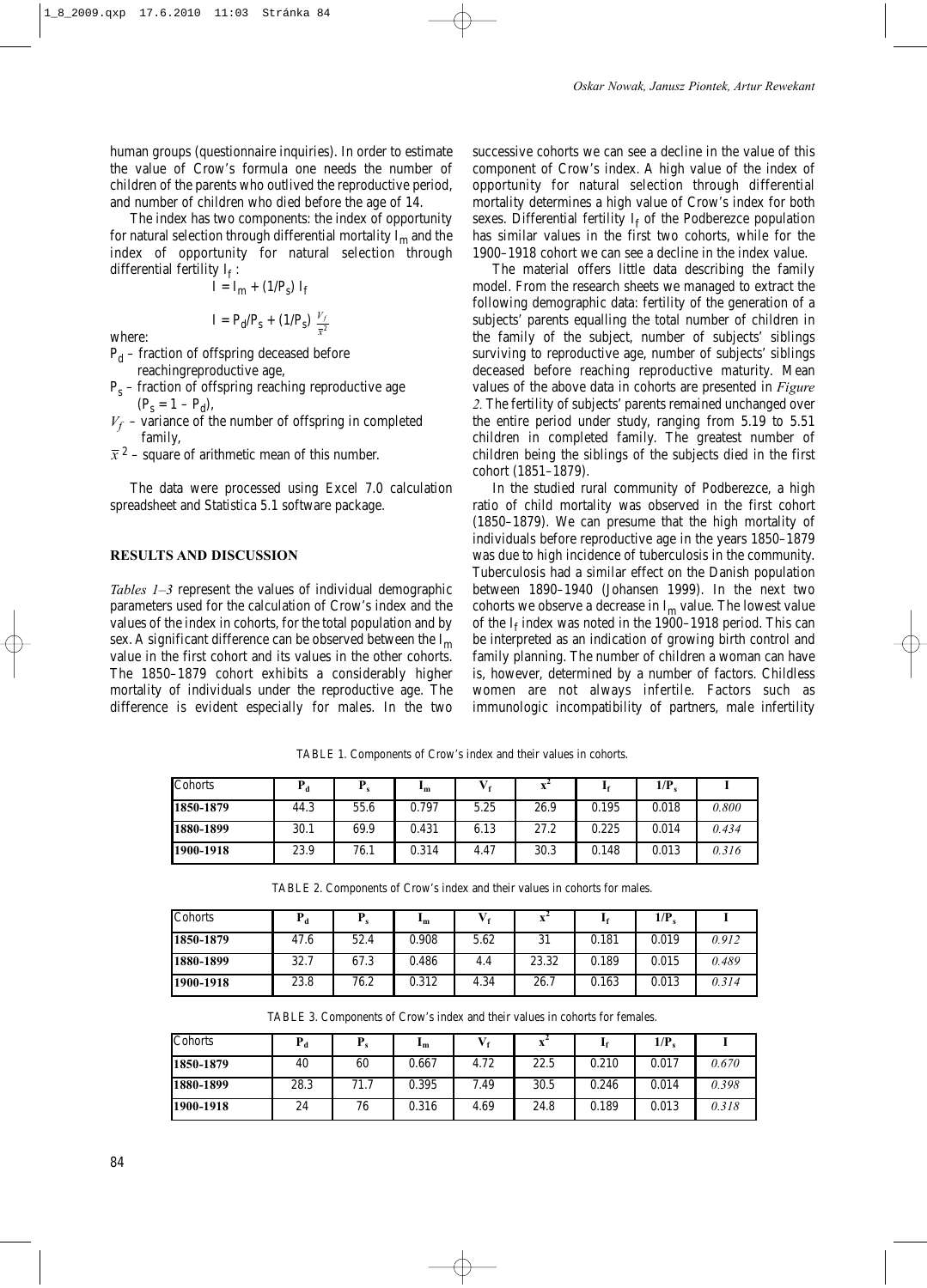human groups (questionnaire inquiries). In order to estimate the value of Crow's formula one needs the number of children of the parents who outlived the reproductive period, and number of children who died before the age of 14.

The index has two components: the index of opportunity for natural selection through differential mortality $I_m$ and the index of opportunity for natural selection through differential fertility $I_f$ :

$$I = I_m + (1/P_s)\, I_f$$

$$I = P_d/P_s + (1/P_s)\, \frac{V_f}{\bar{x}^2}$$

where:

- $P_d$ – fraction of offspring deceased before reachingreproductive age,
- $P_s$ – fraction of offspring reaching reproductive age ($P_s = 1 - P_d$),
- $V_f$ – variance of the number of offspring in completed family,
- $\bar{x}^2$ – square of arithmetic mean of this number.

The data were processed using Excel 7.0 calculation spreadsheet and Statistica 5.1 software package.

## RESULTS AND DISCUSSION

*Tables 1–3* represent the values of individual demographic parameters used for the calculation of Crow's index and the values of the index in cohorts, for the total population and by sex. A significant difference can be observed between the $I_m$ value in the first cohort and its values in the other cohorts. The 1850–1879 cohort exhibits a considerably higher mortality of individuals under the reproductive age. The difference is evident especially for males. In the two successive cohorts we can see a decline in the value of this component of Crow's index. A high value of the index of opportunity for natural selection through differential mortality determines a high value of Crow's index for both sexes. Differential fertility $I_f$ of the Podberezce population has similar values in the first two cohorts, while for the 1900–1918 cohort we can see a decline in the index value.

The material offers little data describing the family model. From the research sheets we managed to extract the following demographic data: fertility of the generation of a subjects' parents equalling the total number of children in the family of the subject, number of subjects' siblings surviving to reproductive age, number of subjects' siblings deceased before reaching reproductive maturity. Mean values of the above data in cohorts are presented in *Figure 2*. The fertility of subjects' parents remained unchanged over the entire period under study, ranging from 5.19 to 5.51 children in completed family. The greatest number of children being the siblings of the subjects died in the first cohort (1851–1879).

In the studied rural community of Podberezce, a high ratio of child mortality was observed in the first cohort (1850–1879). We can presume that the high mortality of individuals before reproductive age in the years 1850–1879 was due to high incidence of tuberculosis in the community. Tuberculosis had a similar effect on the Danish population between 1890–1940 (Johansen 1999). In the next two cohorts we observe a decrease in $I_m$ value. The lowest value of the $I_f$ index was noted in the 1900–1918 period. This can be interpreted as an indication of growing birth control and family planning. The number of children a woman can have is, however, determined by a number of factors. Childless women are not always infertile. Factors such as immunologic incompatibility of partners, male infertility

TABLE 1. Components of Crow's index and their values in cohorts.

| Cohorts | $P_d$ | $P_s$ | $I_m$ | $V_f$ | $x^2$ | $I_f$ | $1/P_s$ | I |
|---|---|---|---|---|---|---|---|---|
| **1850-1879** | 44.3 | 55.6 | 0.797 | 5.25 | 26.9 | 0.195 | 0.018 | *0.800* |
| **1880-1899** | 30.1 | 69.9 | 0.431 | 6.13 | 27.2 | 0.225 | 0.014 | *0.434* |
| **1900-1918** | 23.9 | 76.1 | 0.314 | 4.47 | 30.3 | 0.148 | 0.013 | *0.316* |

TABLE 2. Components of Crow's index and their values in cohorts for males.

| Cohorts | $P_d$ | $P_s$ | $I_m$ | $V_f$ | $x^2$ | $I_f$ | $1/P_s$ | I |
|---|---|---|---|---|---|---|---|---|
| **1850-1879** | 47.6 | 52.4 | 0.908 | 5.62 | 31 | 0.181 | 0.019 | *0.912* |
| **1880-1899** | 32.7 | 67.3 | 0.486 | 4.4 | 23.32 | 0.189 | 0.015 | *0.489* |
| **1900-1918** | 23.8 | 76.2 | 0.312 | 4.34 | 26.7 | 0.163 | 0.013 | *0.314* |

TABLE 3. Components of Crow's index and their values in cohorts for females.

| Cohorts | $P_d$ | $P_s$ | $I_m$ | $V_f$ | $x^2$ | $I_f$ | $1/P_s$ | I |
|---|---|---|---|---|---|---|---|---|
| **1850-1879** | 40 | 60 | 0.667 | 4.72 | 22.5 | 0.210 | 0.017 | *0.670* |
| **1880-1899** | 28.3 | 71.7 | 0.395 | 7.49 | 30.5 | 0.246 | 0.014 | *0.398* |
| **1900-1918** | 24 | 76 | 0.316 | 4.69 | 24.8 | 0.189 | 0.013 | *0.318* |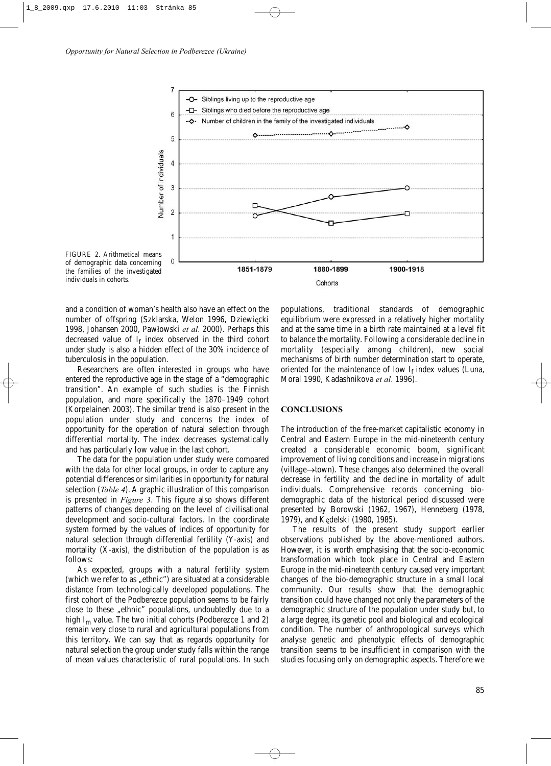FIGURE 2. Arithmetical means of demographic data concerning the families of the investigated individuals in cohorts.

and a condition of woman's health also have an effect on the number of offspring (Szklarska, Welon 1996, Dziewięcki 1998, Johansen 2000, Pawłowski *et al*. 2000). Perhaps this decreased value of $I_f$ index observed in the third cohort under study is also a hidden effect of the 30% incidence of tuberculosis in the population.

Researchers are often interested in groups who have entered the reproductive age in the stage of a "demographic transition". An example of such studies is the Finnish population, and more specifically the 1870–1949 cohort (Korpelainen 2003). The similar trend is also present in the population under study and concerns the index of opportunity for the operation of natural selection through differential mortality. The index decreases systematically and has particularly low value in the last cohort.

The data for the population under study were compared with the data for other local groups, in order to capture any potential differences or similarities in opportunity for natural selection (*Table 4*). A graphic illustration of this comparison is presented in *Figure 3*. This figure also shows different patterns of changes depending on the level of civilisational development and socio-cultural factors. In the coordinate system formed by the values of indices of opportunity for natural selection through differential fertility (Y-axis) and mortality (X-axis), the distribution of the population is as follows:

As expected, groups with a natural fertility system (which we refer to as „ethnic") are situated at a considerable distance from technologically developed populations. The first cohort of the Podberezce population seems to be fairly close to these „ethnic" populations, undoubtedly due to a high $I_m$ value. The two initial cohorts (Podberezce 1 and 2) remain very close to rural and agricultural populations from this territory. We can say that as regards opportunity for natural selection the group under study falls within the range of mean values characteristic of rural populations. In such populations, traditional standards of demographic equilibrium were expressed in a relatively higher mortality and at the same time in a birth rate maintained at a level fit to balance the mortality. Following a considerable decline in mortality (especially among children), new social mechanisms of birth number determination start to operate, oriented for the maintenance of low $I_f$ index values (Luna, Moral 1990, Kadashnikova *et al*. 1996).

## CONCLUSIONS

The introduction of the free-market capitalistic economy in Central and Eastern Europe in the mid-nineteenth century created a considerable economic boom, significant improvement of living conditions and increase in migrations (village→town). These changes also determined the overall decrease in fertility and the decline in mortality of adult individuals. Comprehensive records concerning bio-demographic data of the historical period discussed were presented by Borowski (1962, 1967), Henneberg (1978, 1979), and Kędelski (1980, 1985).

The results of the present study support earlier observations published by the above-mentioned authors. However, it is worth emphasising that the socio-economic transformation which took place in Central and Eastern Europe in the mid-nineteenth century caused very important changes of the bio-demographic structure in a small local community. Our results show that the demographic transition could have changed not only the parameters of the demographic structure of the population under study but, to a large degree, its genetic pool and biological and ecological condition. The number of anthropological surveys which analyse genetic and phenotypic effects of demographic transition seems to be insufficient in comparison with the studies focusing only on demographic aspects. Therefore we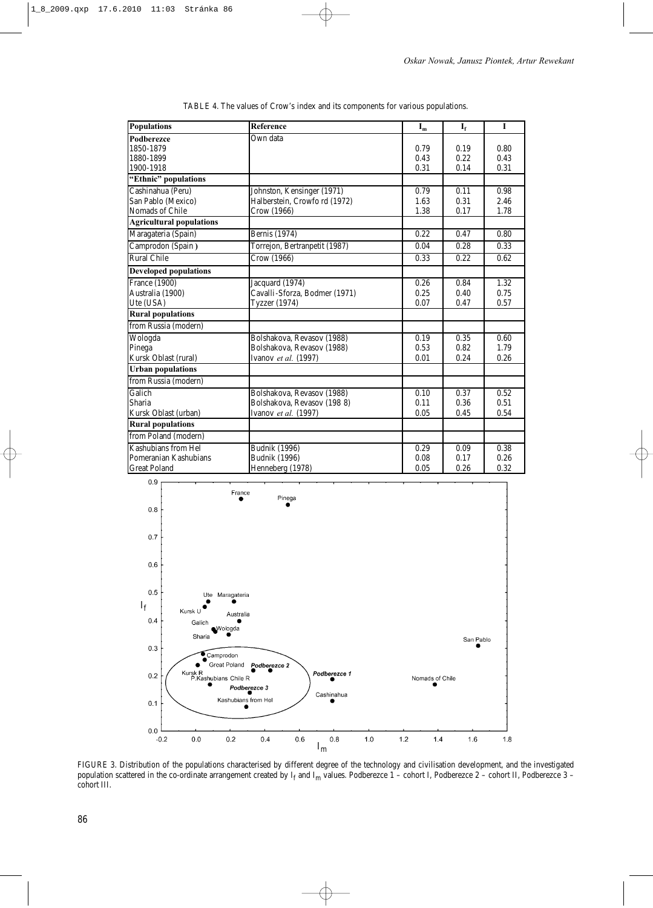TABLE 4. The values of Crow's index and its components for various populations.

| Populations | Reference | $I_m$ | $I_f$ | I |
|---|---|---|---|---|
| **Podberezce** | Own data | | | |
| 1850-1879 | | 0.79 | 0.19 | 0.80 |
| 1880-1899 | | 0.43 | 0.22 | 0.43 |
| 1900-1918 | | 0.31 | 0.14 | 0.31 |
| **"Ethnic" populations** | | | | |
| Cashinahua (Peru) | Johnston, Kensinger (1971) | 0.79 | 0.11 | 0.98 |
| San Pablo (Mexico) | Halberstein, Crowfo rd (1972) | 1.63 | 0.31 | 2.46 |
| Nomads of Chile | Crow (1966) | 1.38 | 0.17 | 1.78 |
| **Agricultural populations** | | | | |
| Maragateria (Spain) | Bernis (1974) | 0.22 | 0.47 | 0.80 |
| Camprodon (Spain) | Torrejon, Bertranpetit (1987) | 0.04 | 0.28 | 0.33 |
| Rural Chile | Crow (1966) | 0.33 | 0.22 | 0.62 |
| **Developed populations** | | | | |
| France (1900) | Jacquard (1974) | 0.26 | 0.84 | 1.32 |
| Australia (1900) | Cavalli-Sforza, Bodmer (1971) | 0.25 | 0.40 | 0.75 |
| Ute (USA) | Tyzzer (1974) | 0.07 | 0.47 | 0.57 |
| **Rural populations** | | | | |
| from Russia (modern) | | | | |
| Wologda | Bolshakova, Revasov (1988) | 0.19 | 0.35 | 0.60 |
| Pinega | Bolshakova, Revasov (1988) | 0.53 | 0.82 | 1.79 |
| Kursk Oblast (rural) | Ivanov *et al.* (1997) | 0.01 | 0.24 | 0.26 |
| **Urban populations** | | | | |
| from Russia (modern) | | | | |
| Galich | Bolshakova, Revasov (1988) | 0.10 | 0.37 | 0.52 |
| Sharia | Bolshakova, Revasov (198 8) | 0.11 | 0.36 | 0.51 |
| Kursk Oblast (urban) | Ivanov *et al.* (1997) | 0.05 | 0.45 | 0.54 |
| **Rural populations** | | | | |
| from Poland (modern) | | | | |
| Kashubians from Hel | Budnik (1996) | 0.29 | 0.09 | 0.38 |
| Pomeranian Kashubians | Budnik (1996) | 0.08 | 0.17 | 0.26 |
| Great Poland | Henneberg (1978) | 0.05 | 0.26 | 0.32 |

FIGURE 3. Distribution of the populations characterised by different degree of the technology and civilisation development, and the investigated population scattered in the co-ordinate arrangement created by $I_f$ and $I_m$ values. Podberezce 1 – cohort I, Podberezce 2 – cohort II, Podberezce 3 – cohort III.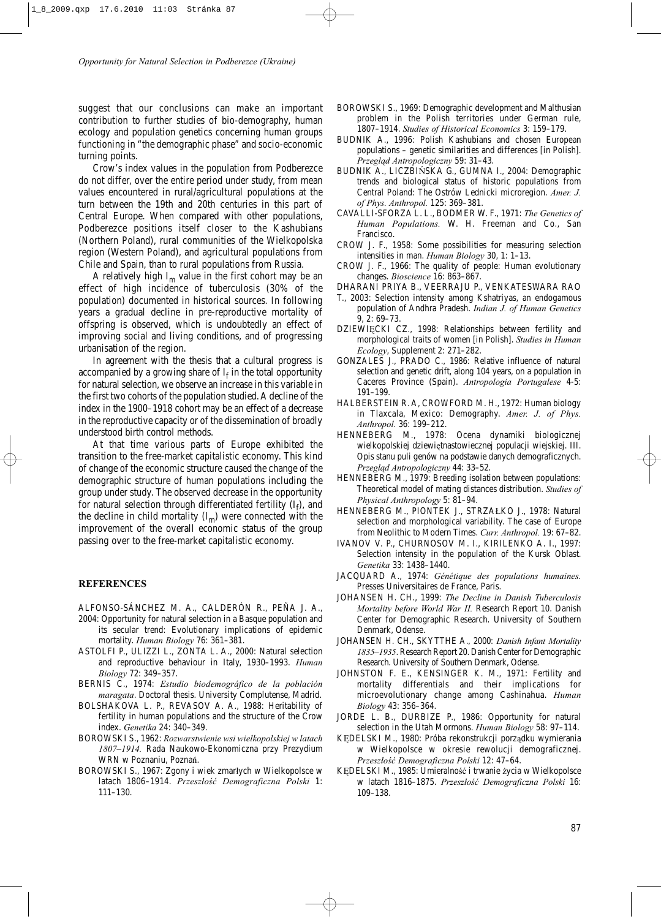suggest that our conclusions can make an important contribution to further studies of bio-demography, human ecology and population genetics concerning human groups functioning in "the demographic phase" and socio-economic turning points.

Crow's index values in the population from Podberezce do not differ, over the entire period under study, from mean values encountered in rural/agricultural populations at the turn between the 19th and 20th centuries in this part of Central Europe. When compared with other populations, Podberezce positions itself closer to the Kashubians (Northern Poland), rural communities of the Wielkopolska region (Western Poland), and agricultural populations from Chile and Spain, than to rural populations from Russia.

A relatively high $I_m$ value in the first cohort may be an effect of high incidence of tuberculosis (30% of the population) documented in historical sources. In following years a gradual decline in pre-reproductive mortality of offspring is observed, which is undoubtedly an effect of improving social and living conditions, and of progressing urbanisation of the region.

In agreement with the thesis that a cultural progress is accompanied by a growing share of $I_f$ in the total opportunity for natural selection, we observe an increase in this variable in the first two cohorts of the population studied. A decline of the index in the 1900–1918 cohort may be an effect of a decrease in the reproductive capacity or of the dissemination of broadly understood birth control methods.

At that time various parts of Europe exhibited the transition to the free-market capitalistic economy. This kind of change of the economic structure caused the change of the demographic structure of human populations including the group under study. The observed decrease in the opportunity for natural selection through differentiated fertility ($I_f$), and the decline in child mortality ($I_m$) were connected with the improvement of the overall economic status of the group passing over to the free-market capitalistic economy.

## REFERENCES

ALFONSO-SÁNCHEZ M. A., CALDERÓN R., PEÑA J. A., 2004: Opportunity for natural selection in a Basque population and its secular trend: Evolutionary implications of epidemic mortality. *Human Biology* 76: 361–381.

ASTOLFI P., ULIZZI L., ZONTA L. A., 2000: Natural selection and reproductive behaviour in Italy, 1930–1993. *Human Biology* 72: 349–357.

BERNIS C., 1974: *Estudio biodemográfico de la población maragata*. Doctoral thesis. University Complutense, Madrid.

BOLSHAKOVA L. P., REVASOV A. A., 1988: Heritability of fertility in human populations and the structure of the Crow index. *Genetika* 24: 340–349.

BOROWSKI S., 1962: *Rozwarstwienie wsi wielkopolskiej w latach 1807–1914.* Rada Naukowo-Ekonomiczna przy Prezydium WRN w Poznaniu, Poznań.

BOROWSKI S., 1967: Zgony i wiek zmarłych w Wielkopolsce w latach 1806–1914. *Przeszłość Demograficzna Polski* 1: 111–130.

BOROWSKI S., 1969: Demographic development and Malthusian problem in the Polish territories under German rule, 1807–1914. *Studies of Historical Economics* 3: 159–179.

BUDNIK A., 1996: Polish Kashubians and chosen European populations – genetic similarities and differences [in Polish]. *Przegląd Antropologiczny* 59: 31–43.

BUDNIK A., LICZBIŃSKA G., GUMNA I., 2004: Demographic trends and biological status of historic populations from Central Poland: The Ostrów Lednicki microregion. *Amer. J. of Phys. Anthropol.* 125: 369–381.

CAVALLI-SFORZA L. L., BODMER W. F., 1971: *The Genetics of Human Populations.* W. H. Freeman and Co., San Francisco.

CROW J. F., 1958: Some possibilities for measuring selection intensities in man. *Human Biology* 30, 1: 1–13.

CROW J. F., 1966: The quality of people: Human evolutionary changes. *Bioscience* 16: 863–867.

DHARANI PRIYA B., VEERRAJU P., VENKATESWARA RAO T., 2003: Selection intensity among Kshatriyas, an endogamous population of Andhra Pradesh. *Indian J. of Human Genetics* 9, 2: 69–73.

DZIEWIĘCKI CZ., 1998: Relationships between fertility and morphological traits of women [in Polish]. *Studies in Human Ecology*, Supplement 2: 271–282.

GONZALES J., PRADO C., 1986: Relative influence of natural selection and genetic drift, along 104 years, on a population in Caceres Province (Spain). *Antropologia Portugalese* 4-5: 191–199.

HALBERSTEIN R. A, CROWFORD M. H., 1972: Human biology in Tlaxcala, Mexico: Demography. *Amer. J. of Phys. Anthropol.* 36: 199–212.

HENNEBERG M., 1978: Ocena dynamiki biologicznej wielkopolskiej dziewiętnastowiecznej populacji wiejskiej. III. Opis stanu puli genów na podstawie danych demograficznych. *Przegląd Antropologiczny* 44: 33–52.

HENNEBERG M., 1979: Breeding isolation between populations: Theoretical model of mating distances distribution. *Studies of Physical Anthropology* 5: 81–94.

HENNEBERG M., PIONTEK J., STRZAŁKO J., 1978: Natural selection and morphological variability. The case of Europe from Neolithic to Modern Times. *Curr. Anthropol.* 19: 67–82.

IVANOV V. P., CHURNOSOV M. I., KIRILENKO A. I., 1997: Selection intensity in the population of the Kursk Oblast. *Genetika* 33: 1438–1440.

JACQUARD A., 1974: *Génétique des populations humaines.* Presses Universitaires de France, Paris.

JOHANSEN H. CH., 1999: *The Decline in Danish Tuberculosis Mortality before World War II.* Research Report 10. Danish Center for Demographic Research. University of Southern Denmark, Odense.

JOHANSEN H. CH., SKYTTHE A., 2000: *Danish Infant Mortality 1835–1935*. Research Report 20. Danish Center for Demographic Research. University of Southern Denmark, Odense.

JOHNSTON F. E., KENSINGER K. M., 1971: Fertility and mortality differentials and their implications for microevolutionary change among Cashinahua. *Human Biology* 43: 356–364.

JORDE L. B., DURBIZE P., 1986: Opportunity for natural selection in the Utah Mormons. *Human Biology* 58: 97–114.

KĘDELSKI M., 1980: Próba rekonstrukcji porządku wymierania w Wielkopolsce w okresie rewolucji demograficznej. *Przeszłość Demograficzna Polski* 12: 47–64.

KĘDELSKI M., 1985: Umieralność i trwanie życia w Wielkopolsce w latach 1816–1875. *Przeszłość Demograficzna Polski* 16: 109–138.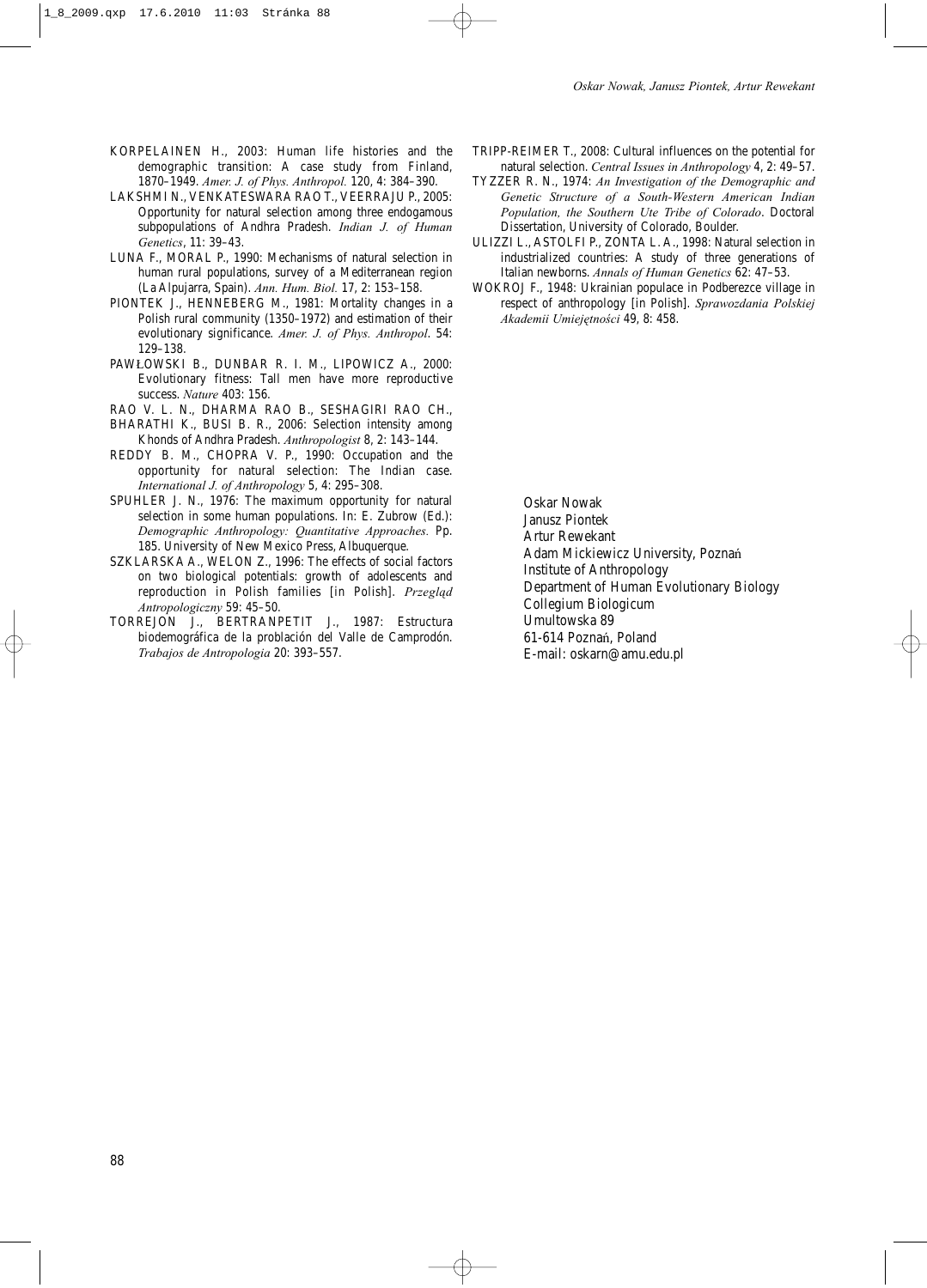KORPELAINEN H., 2003: Human life histories and the demographic transition: A case study from Finland, 1870–1949. *Amer. J. of Phys. Anthropol.* 120, 4: 384–390.

LAKSHMI N., VENKATESWARA RAO T., VEERRAJU P., 2005: Opportunity for natural selection among three endogamous subpopulations of Andhra Pradesh. *Indian J. of Human Genetics*, 11: 39–43.

LUNA F., MORAL P., 1990: Mechanisms of natural selection in human rural populations, survey of a Mediterranean region (La Alpujarra, Spain). *Ann. Hum. Biol.* 17, 2: 153–158.

PIONTEK J., HENNEBERG M., 1981: Mortality changes in a Polish rural community (1350–1972) and estimation of their evolutionary significance. *Amer. J. of Phys. Anthropol*. 54: 129–138.

PAWŁOWSKI B., DUNBAR R. I. M., LIPOWICZ A., 2000: Evolutionary fitness: Tall men have more reproductive success. *Nature* 403: 156.

RAO V. L. N., DHARMA RAO B., SESHAGIRI RAO CH., BHARATHI K., BUSI B. R., 2006: Selection intensity among Khonds of Andhra Pradesh. *Anthropologist* 8, 2: 143–144.

REDDY B. M., CHOPRA V. P., 1990: Occupation and the opportunity for natural selection: The Indian case. *International J. of Anthropology* 5, 4: 295–308.

SPUHLER J. N., 1976: The maximum opportunity for natural selection in some human populations. In: E. Zubrow (Ed.): *Demographic Anthropology: Quantitative Approaches.* Pp. 185. University of New Mexico Press, Albuquerque.

SZKLARSKA A., WELON Z., 1996: The effects of social factors on two biological potentials: growth of adolescents and reproduction in Polish families [in Polish]. *Przegląd Antropologiczny* 59: 45–50.

TORREJON J., BERTRANPETIT J., 1987: Estructura biodemográfica de la problación del Valle de Camprodón. *Trabajos de Antropologia* 20: 393–557.

TRIPP-REIMER T., 2008: Cultural influences on the potential for natural selection. *Central Issues in Anthropology* 4, 2: 49–57.

TYZZER R. N., 1974: *An Investigation of the Demographic and Genetic Structure of a South-Western American Indian Population, the Southern Ute Tribe of Colorado*. Doctoral Dissertation, University of Colorado, Boulder.

ULIZZI L., ASTOLFI P., ZONTA L. A., 1998: Natural selection in industrialized countries: A study of three generations of Italian newborns. *Annals of Human Genetics* 62: 47–53.

WOKROJ F., 1948: Ukrainian populace in Podberezce village in respect of anthropology [in Polish]. *Sprawozdania Polskiej Akademii Umiejętności* 49, 8: 458.

Oskar Nowak
Janusz Piontek
Artur Rewekant
Adam Mickiewicz University, Poznań
Institute of Anthropology
Department of Human Evolutionary Biology
Collegium Biologicum
Umultowska 89
61-614 Poznań, Poland
E-mail: oskarn@amu.edu.pl